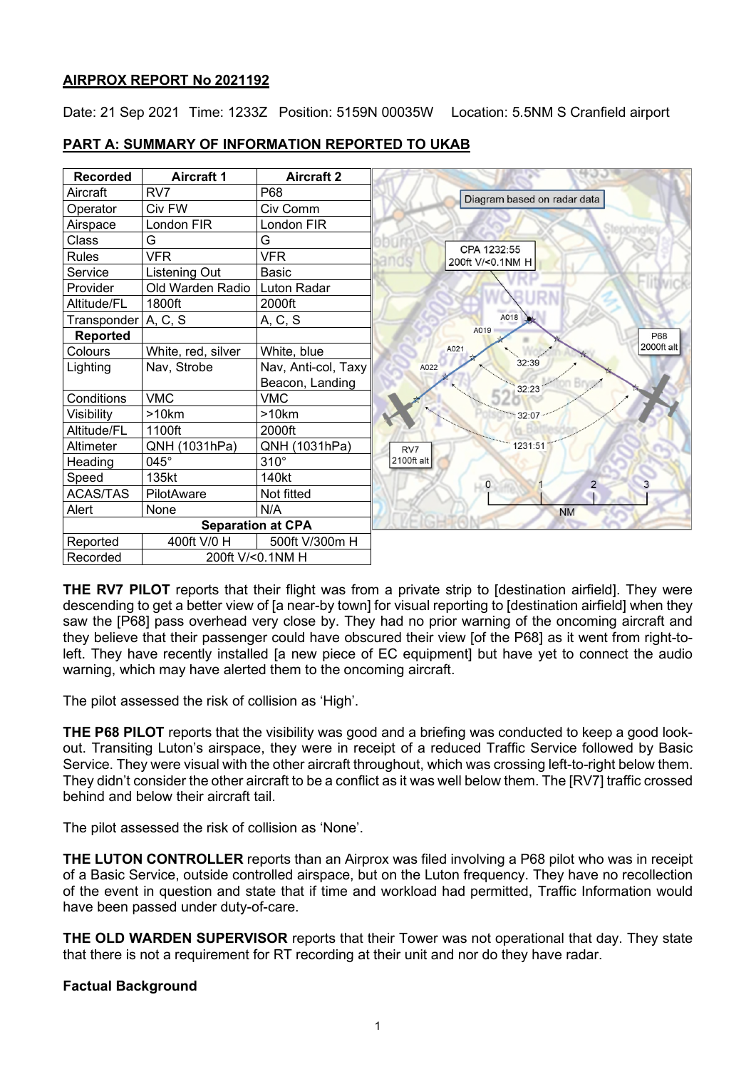**AIRPROX REPORT No 2021192**

Date: 21 Sep 2021 Time: 1233Z Position: 5159N 00035W Location: 5.5NM S Cranfield airport

**PART A: SUMMARY OF INFORMATION REPORTED TO UKAB**

| Recorded | Aircraft 1 | Aircraft 2 |
|---|---|---|
| Aircraft | RV7 | P68 |
| Operator | Civ FW | Civ Comm |
| Airspace | London FIR | London FIR |
| Class | G | G |
| Rules | VFR | VFR |
| Service | Listening Out | Basic |
| Provider | Old Warden Radio | Luton Radar |
| Altitude/FL | 1800ft | 2000ft |
| Transponder | A, C, S | A, C, S |
| **Reported** | | |
| Colours | White, red, silver | White, blue |
| Lighting | Nav, Strobe | Nav, Anti-col, Taxy Beacon, Landing |
| Conditions | VMC | VMC |
| Visibility | >10km | >10km |
| Altitude/FL | 1100ft | 2000ft |
| Altimeter | QNH (1031hPa) | QNH (1031hPa) |
| Heading | 045° | 310° |
| Speed | 135kt | 140kt |
| ACAS/TAS | PilotAware | Not fitted |
| Alert | None | N/A |
| **Separation at CPA** | | |
| Reported | 400ft V/0 H | 500ft V/300m H |
| Recorded | 200ft V/<0.1NM H | |

Diagram based on radar data

CPA 1232:55 200ft V/<0.1NM H

**THE RV7 PILOT** reports that their flight was from a private strip to [destination airfield]. They were descending to get a better view of [a near-by town] for visual reporting to [destination airfield] when they saw the [P68] pass overhead very close by. They had no prior warning of the oncoming aircraft and they believe that their passenger could have obscured their view [of the P68] as it went from right-to-left. They have recently installed [a new piece of EC equipment] but have yet to connect the audio warning, which may have alerted them to the oncoming aircraft.

The pilot assessed the risk of collision as 'High'.

**THE P68 PILOT** reports that the visibility was good and a briefing was conducted to keep a good look-out. Transiting Luton's airspace, they were in receipt of a reduced Traffic Service followed by Basic Service. They were visual with the other aircraft throughout, which was crossing left-to-right below them. They didn't consider the other aircraft to be a conflict as it was well below them. The [RV7] traffic crossed behind and below their aircraft tail.

The pilot assessed the risk of collision as 'None'.

**THE LUTON CONTROLLER** reports than an Airprox was filed involving a P68 pilot who was in receipt of a Basic Service, outside controlled airspace, but on the Luton frequency. They have no recollection of the event in question and state that if time and workload had permitted, Traffic Information would have been passed under duty-of-care.

**THE OLD WARDEN SUPERVISOR** reports that their Tower was not operational that day. They state that there is not a requirement for RT recording at their unit and nor do they have radar.

**Factual Background**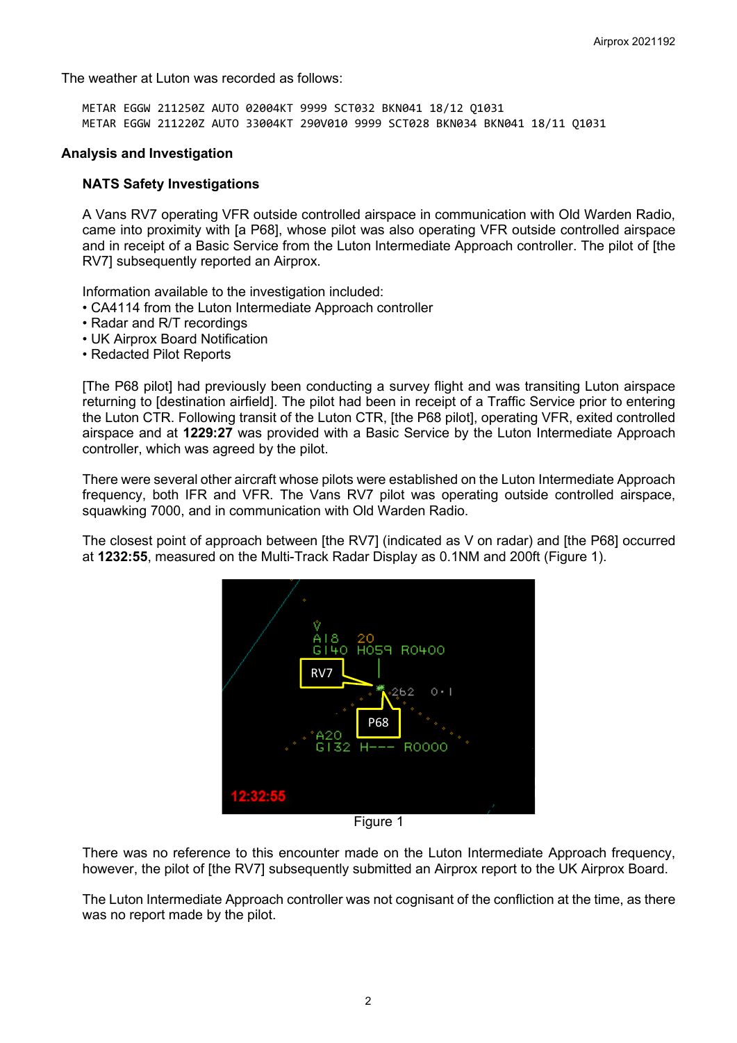The weather at Luton was recorded as follows:

```
METAR EGGW 211250Z AUTO 02004KT 9999 SCT032 BKN041 18/12 Q1031
METAR EGGW 211220Z AUTO 33004KT 290V010 9999 SCT028 BKN034 BKN041 18/11 Q1031
```

## Analysis and Investigation

### NATS Safety Investigations

A Vans RV7 operating VFR outside controlled airspace in communication with Old Warden Radio, came into proximity with [a P68], whose pilot was also operating VFR outside controlled airspace and in receipt of a Basic Service from the Luton Intermediate Approach controller. The pilot of [the RV7] subsequently reported an Airprox.

Information available to the investigation included:

- CA4114 from the Luton Intermediate Approach controller
- Radar and R/T recordings
- UK Airprox Board Notification
- Redacted Pilot Reports

[The P68 pilot] had previously been conducting a survey flight and was transiting Luton airspace returning to [destination airfield]. The pilot had been in receipt of a Traffic Service prior to entering the Luton CTR. Following transit of the Luton CTR, [the P68 pilot], operating VFR, exited controlled airspace and at **1229:27** was provided with a Basic Service by the Luton Intermediate Approach controller, which was agreed by the pilot.

There were several other aircraft whose pilots were established on the Luton Intermediate Approach frequency, both IFR and VFR. The Vans RV7 pilot was operating outside controlled airspace, squawking 7000, and in communication with Old Warden Radio.

The closest point of approach between [the RV7] (indicated as V on radar) and [the P68] occurred at **1232:55**, measured on the Multi-Track Radar Display as 0.1NM and 200ft (Figure 1).

Figure 1

There was no reference to this encounter made on the Luton Intermediate Approach frequency, however, the pilot of [the RV7] subsequently submitted an Airprox report to the UK Airprox Board.

The Luton Intermediate Approach controller was not cognisant of the confliction at the time, as there was no report made by the pilot.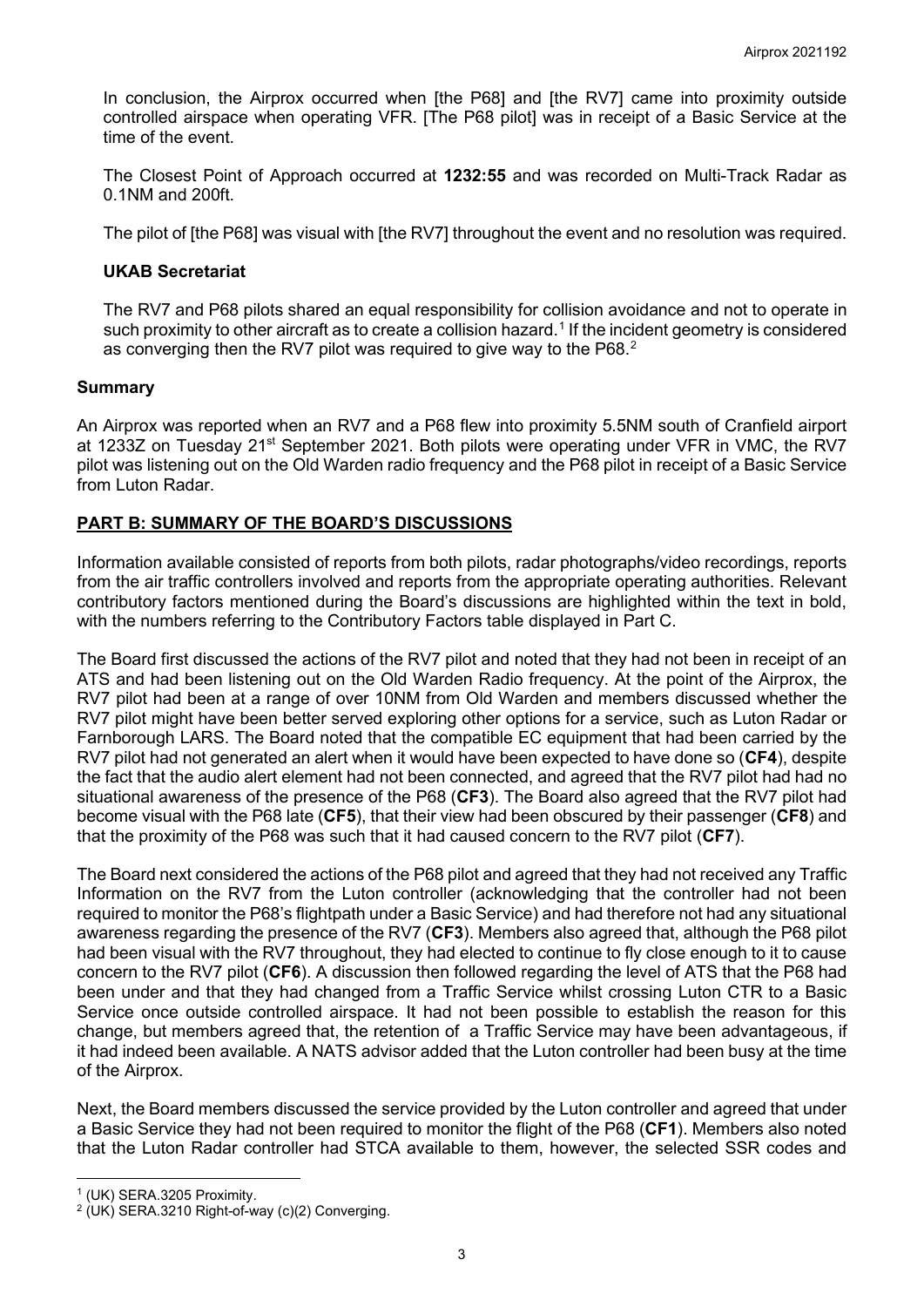In conclusion, the Airprox occurred when [the P68] and [the RV7] came into proximity outside controlled airspace when operating VFR. [The P68 pilot] was in receipt of a Basic Service at the time of the event.

The Closest Point of Approach occurred at **1232:55** and was recorded on Multi-Track Radar as 0.1NM and 200ft.

The pilot of [the P68] was visual with [the RV7] throughout the event and no resolution was required.

### UKAB Secretariat

The RV7 and P68 pilots shared an equal responsibility for collision avoidance and not to operate in such proximity to other aircraft as to create a collision hazard.[1] If the incident geometry is considered as converging then the RV7 pilot was required to give way to the P68.[2]

## Summary

An Airprox was reported when an RV7 and a P68 flew into proximity 5.5NM south of Cranfield airport at 1233Z on Tuesday 21st September 2021. Both pilots were operating under VFR in VMC, the RV7 pilot was listening out on the Old Warden radio frequency and the P68 pilot in receipt of a Basic Service from Luton Radar.

## PART B: SUMMARY OF THE BOARD'S DISCUSSIONS

Information available consisted of reports from both pilots, radar photographs/video recordings, reports from the air traffic controllers involved and reports from the appropriate operating authorities. Relevant contributory factors mentioned during the Board's discussions are highlighted within the text in bold, with the numbers referring to the Contributory Factors table displayed in Part C.

The Board first discussed the actions of the RV7 pilot and noted that they had not been in receipt of an ATS and had been listening out on the Old Warden Radio frequency. At the point of the Airprox, the RV7 pilot had been at a range of over 10NM from Old Warden and members discussed whether the RV7 pilot might have been better served exploring other options for a service, such as Luton Radar or Farnborough LARS. The Board noted that the compatible EC equipment that had been carried by the RV7 pilot had not generated an alert when it would have been expected to have done so (**CF4**), despite the fact that the audio alert element had not been connected, and agreed that the RV7 pilot had had no situational awareness of the presence of the P68 (**CF3**). The Board also agreed that the RV7 pilot had become visual with the P68 late (**CF5**), that their view had been obscured by their passenger (**CF8**) and that the proximity of the P68 was such that it had caused concern to the RV7 pilot (**CF7**).

The Board next considered the actions of the P68 pilot and agreed that they had not received any Traffic Information on the RV7 from the Luton controller (acknowledging that the controller had not been required to monitor the P68's flightpath under a Basic Service) and had therefore not had any situational awareness regarding the presence of the RV7 (**CF3**). Members also agreed that, although the P68 pilot had been visual with the RV7 throughout, they had elected to continue to fly close enough to it to cause concern to the RV7 pilot (**CF6**). A discussion then followed regarding the level of ATS that the P68 had been under and that they had changed from a Traffic Service whilst crossing Luton CTR to a Basic Service once outside controlled airspace. It had not been possible to establish the reason for this change, but members agreed that, the retention of a Traffic Service may have been advantageous, if it had indeed been available. A NATS advisor added that the Luton controller had been busy at the time of the Airprox.

Next, the Board members discussed the service provided by the Luton controller and agreed that under a Basic Service they had not been required to monitor the flight of the P68 (**CF1**). Members also noted that the Luton Radar controller had STCA available to them, however, the selected SSR codes and

---

[1] (UK) SERA.3205 Proximity.

[2] (UK) SERA.3210 Right-of-way (c)(2) Converging.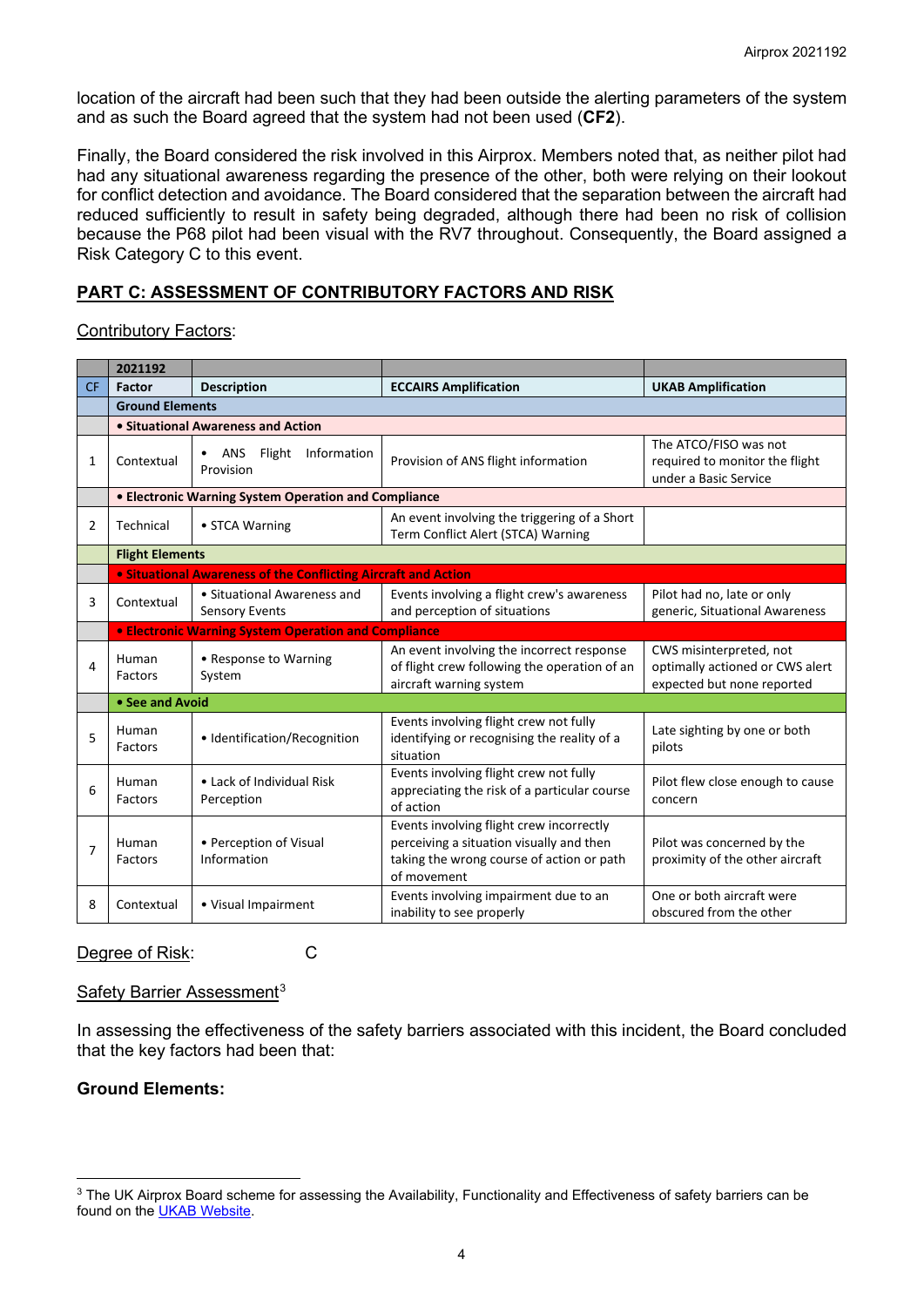location of the aircraft had been such that they had been outside the alerting parameters of the system and as such the Board agreed that the system had not been used (**CF2**).

Finally, the Board considered the risk involved in this Airprox. Members noted that, as neither pilot had had any situational awareness regarding the presence of the other, both were relying on their lookout for conflict detection and avoidance. The Board considered that the separation between the aircraft had reduced sufficiently to result in safety being degraded, although there had been no risk of collision because the P68 pilot had been visual with the RV7 throughout. Consequently, the Board assigned a Risk Category C to this event.

## PART C: ASSESSMENT OF CONTRIBUTORY FACTORS AND RISK

Contributory Factors:

| | 2021192 | | | |
|---|---|---|---|---|
| **CF** | **Factor** | **Description** | **ECCAIRS Amplification** | **UKAB Amplification** |
| | **Ground Elements** | | | |
| | **• Situational Awareness and Action** | | | |
| 1 | Contextual | • ANS Flight Information Provision | Provision of ANS flight information | The ATCO/FISO was not required to monitor the flight under a Basic Service |
| | **• Electronic Warning System Operation and Compliance** | | | |
| 2 | Technical | • STCA Warning | An event involving the triggering of a Short Term Conflict Alert (STCA) Warning | |
| | **Flight Elements** | | | |
| | **• Situational Awareness of the Conflicting Aircraft and Action** | | | |
| 3 | Contextual | • Situational Awareness and Sensory Events | Events involving a flight crew's awareness and perception of situations | Pilot had no, late or only generic, Situational Awareness |
| | **• Electronic Warning System Operation and Compliance** | | | |
| 4 | Human Factors | • Response to Warning System | An event involving the incorrect response of flight crew following the operation of an aircraft warning system | CWS misinterpreted, not optimally actioned or CWS alert expected but none reported |
| | **• See and Avoid** | | | |
| 5 | Human Factors | • Identification/Recognition | Events involving flight crew not fully identifying or recognising the reality of a situation | Late sighting by one or both pilots |
| 6 | Human Factors | • Lack of Individual Risk Perception | Events involving flight crew not fully appreciating the risk of a particular course of action | Pilot flew close enough to cause concern |
| 7 | Human Factors | • Perception of Visual Information | Events involving flight crew incorrectly perceiving a situation visually and then taking the wrong course of action or path of movement | Pilot was concerned by the proximity of the other aircraft |
| 8 | Contextual | • Visual Impairment | Events involving impairment due to an inability to see properly | One or both aircraft were obscured from the other |

Degree of Risk: C

Safety Barrier Assessment[3]

In assessing the effectiveness of the safety barriers associated with this incident, the Board concluded that the key factors had been that:

**Ground Elements:**

[3] The UK Airprox Board scheme for assessing the Availability, Functionality and Effectiveness of safety barriers can be found on the UKAB Website.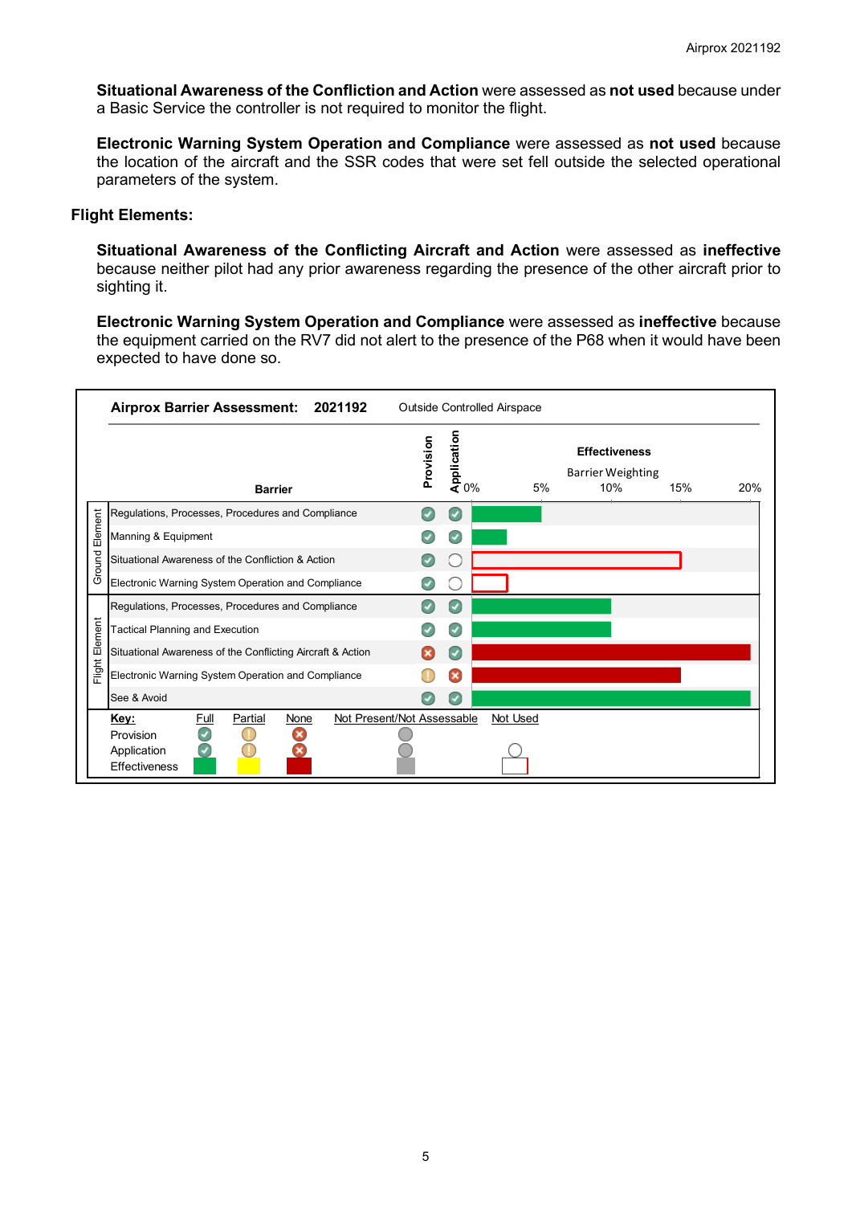**Situational Awareness of the Confliction and Action** were assessed as **not used** because under a Basic Service the controller is not required to monitor the flight.

**Electronic Warning System Operation and Compliance** were assessed as **not used** because the location of the aircraft and the SSR codes that were set fell outside the selected operational parameters of the system.

### Flight Elements:

**Situational Awareness of the Conflicting Aircraft and Action** were assessed as **ineffective** because neither pilot had any prior awareness regarding the presence of the other aircraft prior to sighting it.

**Electronic Warning System Operation and Compliance** were assessed as **ineffective** because the equipment carried on the RV7 did not alert to the presence of the P68 when it would have been expected to have done so.

**Airprox Barrier Assessment: 2021192**

Outside Controlled Airspace

Barrier

Provision

Application

Effectiveness

Barrier Weighting

0%

5%

10%

15%

20%

Ground Element

Regulations, Processes, Procedures and Compliance

Manning & Equipment

Situational Awareness of the Confliction & Action

Electronic Warning System Operation and Compliance

Flight Element

Regulations, Processes, Procedures and Compliance

Tactical Planning and Execution

Situational Awareness of the Conflicting Aircraft & Action

Electronic Warning System Operation and Compliance

See & Avoid

**Key:** Full Partial None Not Present/Not Assessable Not Used

Provision

Application

Effectiveness